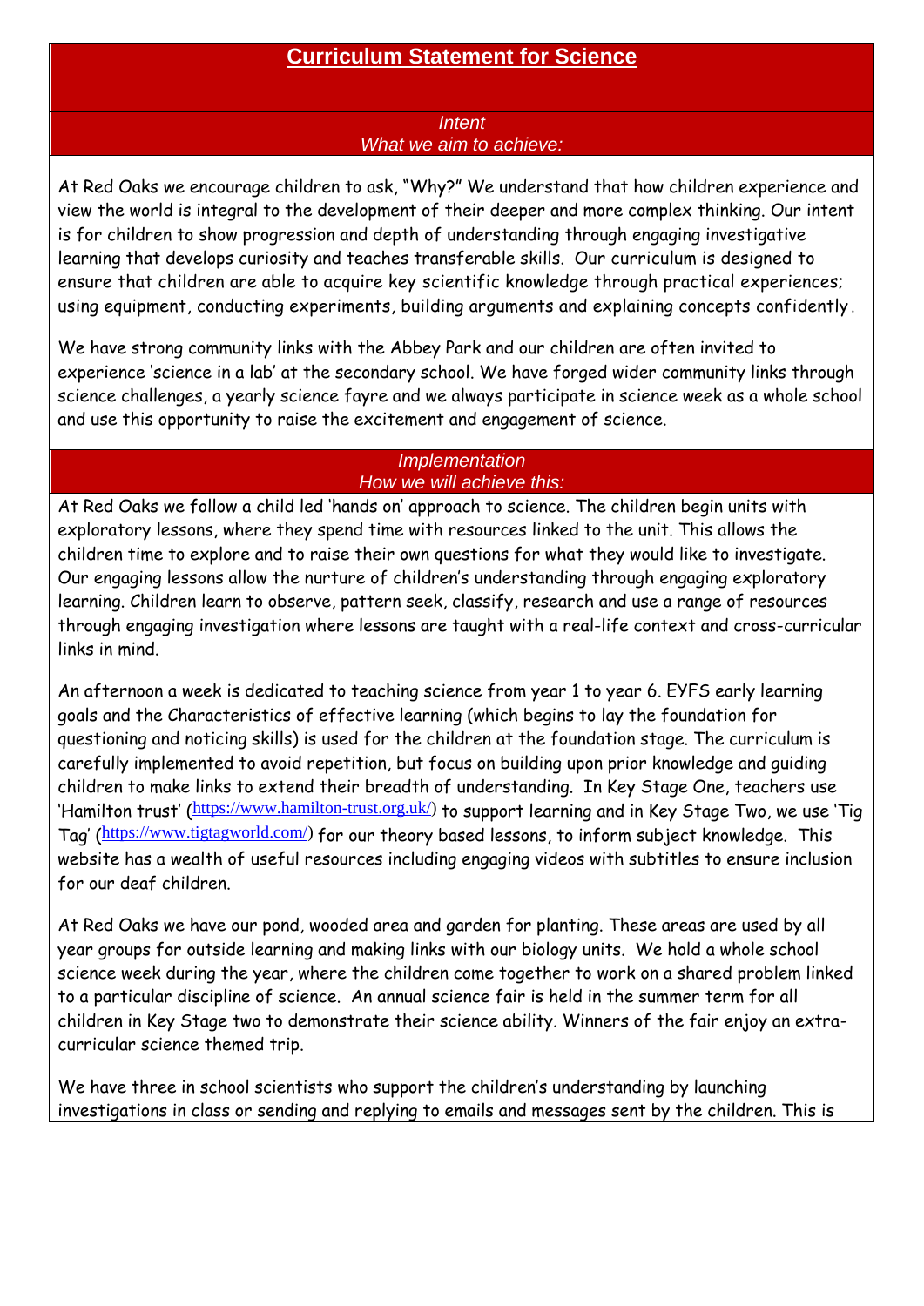# Curriculum Statement for Science

## *Intent*
## *What we aim to achieve:*

At Red Oaks we encourage children to ask, "Why?" We understand that how children experience and view the world is integral to the development of their deeper and more complex thinking. Our intent is for children to show progression and depth of understanding through engaging investigative learning that develops curiosity and teaches transferable skills. Our curriculum is designed to ensure that children are able to acquire key scientific knowledge through practical experiences; using equipment, conducting experiments, building arguments and explaining concepts confidently.

We have strong community links with the Abbey Park and our children are often invited to experience 'science in a lab' at the secondary school. We have forged wider community links through science challenges, a yearly science fayre and we always participate in science week as a whole school and use this opportunity to raise the excitement and engagement of science.

## *Implementation*
## *How we will achieve this:*

At Red Oaks we follow a child led 'hands on' approach to science. The children begin units with exploratory lessons, where they spend time with resources linked to the unit. This allows the children time to explore and to raise their own questions for what they would like to investigate. Our engaging lessons allow the nurture of children's understanding through engaging exploratory learning. Children learn to observe, pattern seek, classify, research and use a range of resources through engaging investigation where lessons are taught with a real-life context and cross-curricular links in mind.

An afternoon a week is dedicated to teaching science from year 1 to year 6. EYFS early learning goals and the Characteristics of effective learning (which begins to lay the foundation for questioning and noticing skills) is used for the children at the foundation stage. The curriculum is carefully implemented to avoid repetition, but focus on building upon prior knowledge and guiding children to make links to extend their breadth of understanding. In Key Stage One, teachers use 'Hamilton trust' (https://www.hamilton-trust.org.uk/) to support learning and in Key Stage Two, we use 'Tig Tag' (https://www.tigtagworld.com/) for our theory based lessons, to inform subject knowledge. This website has a wealth of useful resources including engaging videos with subtitles to ensure inclusion for our deaf children.

At Red Oaks we have our pond, wooded area and garden for planting. These areas are used by all year groups for outside learning and making links with our biology units. We hold a whole school science week during the year, where the children come together to work on a shared problem linked to a particular discipline of science. An annual science fair is held in the summer term for all children in Key Stage two to demonstrate their science ability. Winners of the fair enjoy an extra-curricular science themed trip.

We have three in school scientists who support the children's understanding by launching investigations in class or sending and replying to emails and messages sent by the children. This is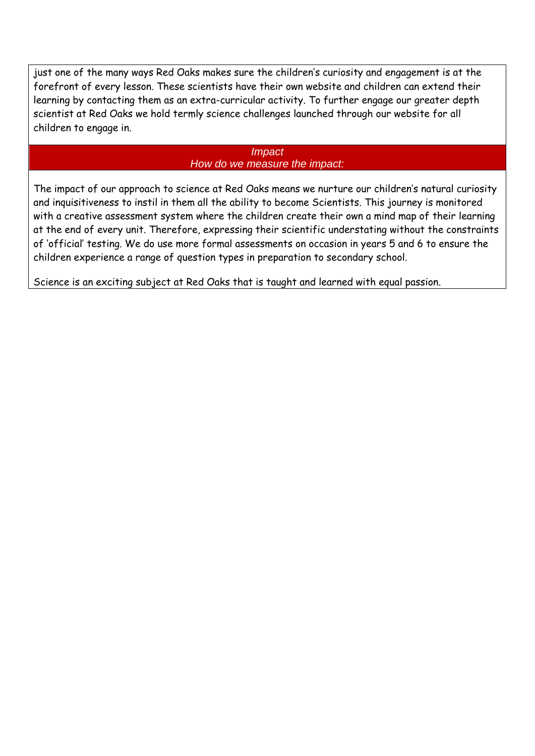just one of the many ways Red Oaks makes sure the children's curiosity and engagement is at the forefront of every lesson. These scientists have their own website and children can extend their learning by contacting them as an extra-curricular activity. To further engage our greater depth scientist at Red Oaks we hold termly science challenges launched through our website for all children to engage in.

## *Impact*
### *How do we measure the impact:*

The impact of our approach to science at Red Oaks means we nurture our children's natural curiosity and inquisitiveness to instil in them all the ability to become Scientists. This journey is monitored with a creative assessment system where the children create their own a mind map of their learning at the end of every unit. Therefore, expressing their scientific understating without the constraints of 'official' testing. We do use more formal assessments on occasion in years 5 and 6 to ensure the children experience a range of question types in preparation to secondary school.

Science is an exciting subject at Red Oaks that is taught and learned with equal passion.